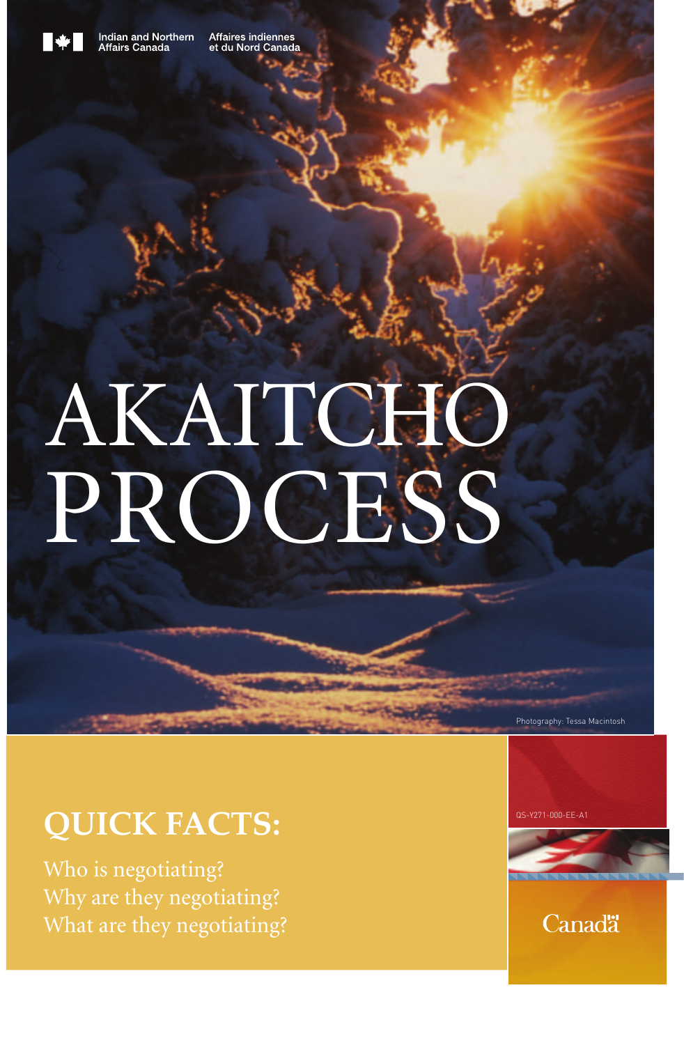Indian and Northern Affairs Canada    Affaires indiennes et du Nord Canada

# AKAITCHO PROCESS

Photography: Tessa Macintosh

## QUICK FACTS:

Who is negotiating?
Why are they negotiating?
What are they negotiating?

QS-Y271-000-EE-A1

Canada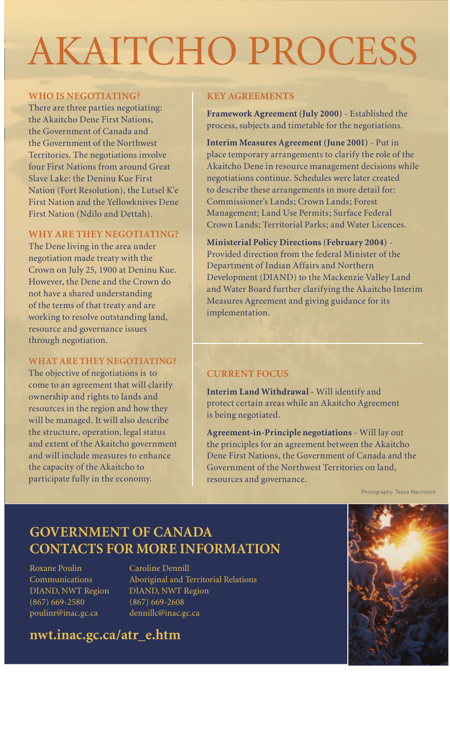# AKAITCHO PROCESS

## WHO IS NEGOTIATING?

There are three parties negotiating: the Akaitcho Dene First Nations, the Government of Canada and the Government of the Northwest Territories. The negotiations involve four First Nations from around Great Slave Lake: the Deninu Kue First Nation (Fort Resolution), the Lutsel K'e First Nation and the Yellowknives Dene First Nation (Ndilo and Dettah).

## WHY ARE THEY NEGOTIATING?

The Dene living in the area under negotiation made treaty with the Crown on July 25, 1900 at Deninu Kue. However, the Dene and the Crown do not have a shared understanding of the terms of that treaty and are working to resolve outstanding land, resource and governance issues through negotiation.

## WHAT ARE THEY NEGOTIATING?

The objective of negotiations is to come to an agreement that will clarify ownership and rights to lands and resources in the region and how they will be managed. It will also describe the structure, operation, legal status and extent of the Akaitcho government and will include measures to enhance the capacity of the Akaitcho to participate fully in the economy.

## KEY AGREEMENTS

**Framework Agreement (July 2000)** - Established the process, subjects and timetable for the negotiations.

**Interim Measures Agreement (June 2001)** - Put in place temporary arrangements to clarify the role of the Akaitcho Dene in resource management decisions while negotiations continue. Schedules were later created to describe these arrangements in more detail for: Commissioner's Lands; Crown Lands; Forest Management; Land Use Permits; Surface Federal Crown Lands; Territorial Parks; and Water Licences.

**Ministerial Policy Directions (February 2004)** - Provided direction from the federal Minister of the Department of Indian Affairs and Northern Development (DIAND) to the Mackenzie Valley Land and Water Board further clarifying the Akaitcho Interim Measures Agreement and giving guidance for its implementation.

## CURRENT FOCUS

**Interim Land Withdrawal** - Will identify and protect certain areas while an Akaitcho Agreement is being negotiated.

**Agreement-in-Principle negotiations** - Will lay out the principles for an agreement between the Akaitcho Dene First Nations, the Government of Canada and the Government of the Northwest Territories on land, resources and governance.

Photography: Tessa Macintosh

## GOVERNMENT OF CANADA CONTACTS FOR MORE INFORMATION

Roxane Poulin
Communications
DIAND, NWT Region
(867) 669-2580
poulinr@inac.gc.ca

Caroline Dennill
Aboriginal and Territorial Relations
DIAND, NWT Region
(867) 669-2608
dennillc@inac.gc.ca

**nwt.inac.gc.ca/atr_e.htm**